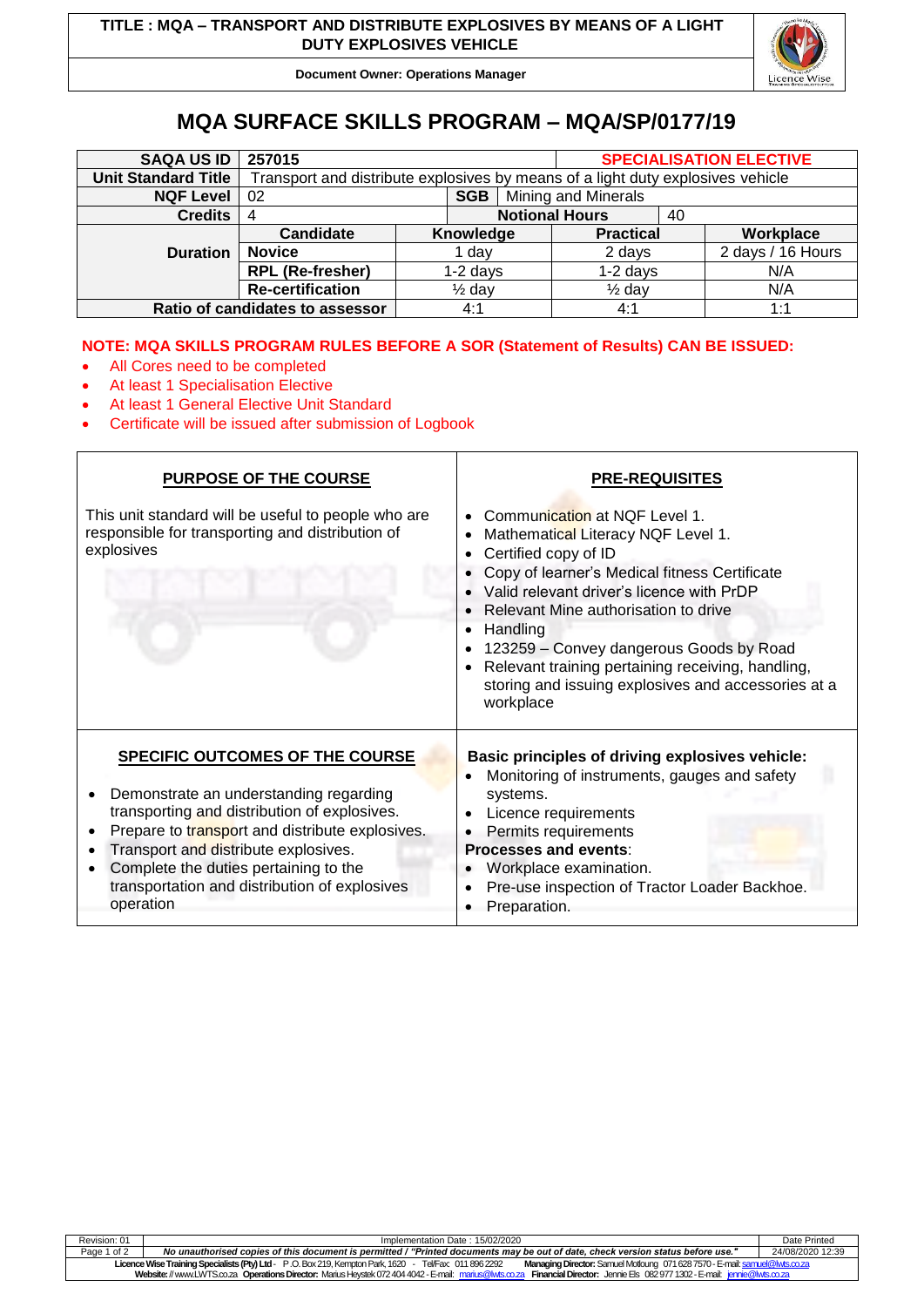**TITLE : MQA – TRANSPORT AND DISTRIBUTE EXPLOSIVES BY MEANS OF A LIGHT DUTY EXPLOSIVES VEHICLE**

**Document Owner: Operations Manager**

# MQA SURFACE SKILLS PROGRAM – MQA/SP/0177/19

| **SAQA US ID** | **257015** | | | **SPECIALISATION ELECTIVE** |
|---|---|---|---|---|
| **Unit Standard Title** | Transport and distribute explosives by means of a light duty explosives vehicle | | | |
| **NQF Level** | 02 | **SGB** | Mining and Minerals | |
| **Credits** | 4 | **Notional Hours** | 40 | |
| **Duration** | **Candidate** | **Knowledge** | **Practical** | **Workplace** |
| | **Novice** | 1 day | 2 days | 2 days / 16 Hours |
| | **RPL (Re-fresher)** | 1-2 days | 1-2 days | N/A |
| | **Re-certification** | ½ day | ½ day | N/A |
| **Ratio of candidates to assessor** | | 4:1 | 4:1 | 1:1 |

**NOTE: MQA SKILLS PROGRAM RULES BEFORE A SOR (Statement of Results) CAN BE ISSUED:**

- All Cores need to be completed
- At least 1 Specialisation Elective
- At least 1 General Elective Unit Standard
- Certificate will be issued after submission of Logbook

## PURPOSE OF THE COURSE

This unit standard will be useful to people who are responsible for transporting and distribution of explosives

## PRE-REQUISITES

- Communication at NQF Level 1.
- Mathematical Literacy NQF Level 1.
- Certified copy of ID
- Copy of learner's Medical fitness Certificate
- Valid relevant driver's licence with PrDP
- Relevant Mine authorisation to drive
- Handling
- 123259 – Convey dangerous Goods by Road
- Relevant training pertaining receiving, handling, storing and issuing explosives and accessories at a workplace

## SPECIFIC OUTCOMES OF THE COURSE

- Demonstrate an understanding regarding transporting and distribution of explosives.
- Prepare to transport and distribute explosives.
- Transport and distribute explosives.
- Complete the duties pertaining to the transportation and distribution of explosives operation

**Basic principles of driving explosives vehicle:**

- Monitoring of instruments, gauges and safety systems.
- Licence requirements
- Permits requirements

**Processes and events**:

- Workplace examination.
- Pre-use inspection of Tractor Loader Backhoe.
- Preparation.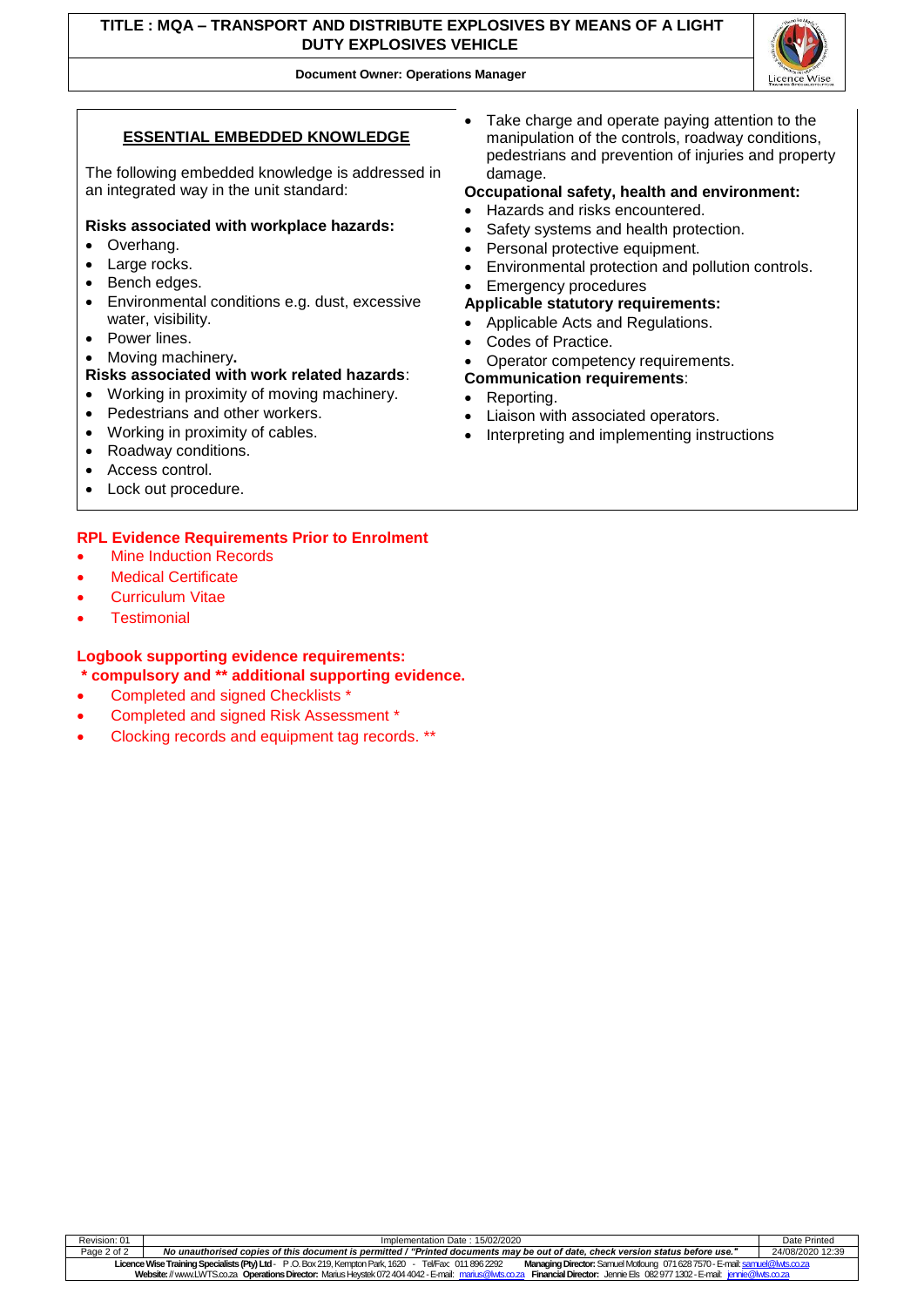## ESSENTIAL EMBEDDED KNOWLEDGE

The following embedded knowledge is addressed in an integrated way in the unit standard:

**Risks associated with workplace hazards:**

- Overhang.
- Large rocks.
- Bench edges.
- Environmental conditions e.g. dust, excessive water, visibility.
- Power lines.
- Moving machinery**.**

**Risks associated with work related hazards**:

- Working in proximity of moving machinery.
- Pedestrians and other workers.
- Working in proximity of cables.
- Roadway conditions.
- Access control.
- Lock out procedure.
- Take charge and operate paying attention to the manipulation of the controls, roadway conditions, pedestrians and prevention of injuries and property damage.

**Occupational safety, health and environment:**

- Hazards and risks encountered.
- Safety systems and health protection.
- Personal protective equipment.
- Environmental protection and pollution controls.
- Emergency procedures

**Applicable statutory requirements:**

- Applicable Acts and Regulations.
- Codes of Practice.
- Operator competency requirements.

**Communication requirements**:

- Reporting.
- Liaison with associated operators.
- Interpreting and implementing instructions

**RPL Evidence Requirements Prior to Enrolment**

- Mine Induction Records
- Medical Certificate
- Curriculum Vitae
- Testimonial

**Logbook supporting evidence requirements:**
**\* compulsory and \*\* additional supporting evidence.**

- Completed and signed Checklists *
- Completed and signed Risk Assessment *
- Clocking records and equipment tag records. **